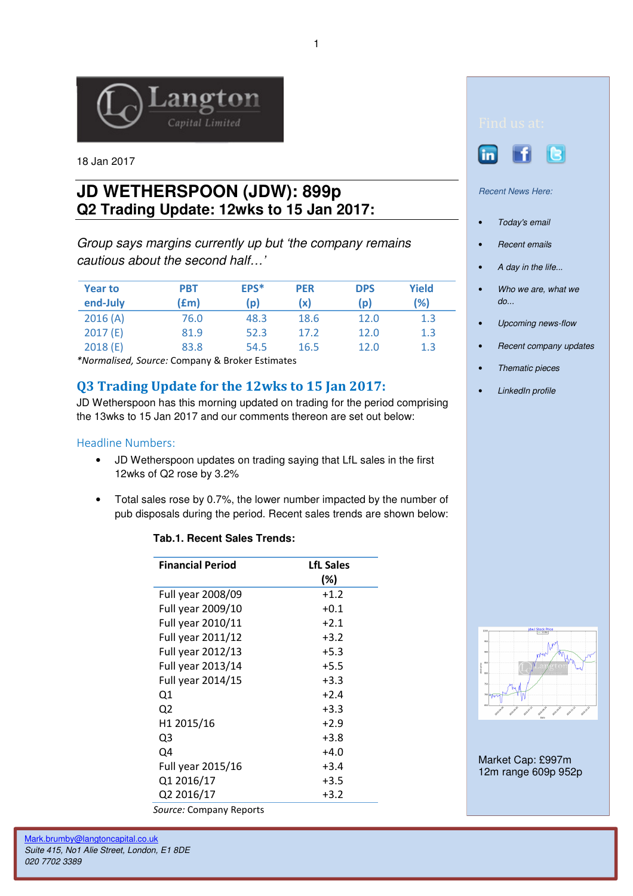18 Jan 2017

# JD WETHERSPOON (JDW): 899p
## Q2 Trading Update: 12wks to 15 Jan 2017:

*Group says margins currently up but 'the company remains cautious about the second half…'*

| Year to end-July | PBT (£m) | EPS* (p) | PER (x) | DPS (p) | Yield (%) |
|---|---|---|---|---|---|
| 2016 (A) | 76.0 | 48.3 | 18.6 | 12.0 | 1.3 |
| 2017 (E) | 81.9 | 52.3 | 17.2 | 12.0 | 1.3 |
| 2018 (E) | 83.8 | 54.5 | 16.5 | 12.0 | 1.3 |

*Normalised, *Source:* Company & Broker Estimates

## Q3 Trading Update for the 12wks to 15 Jan 2017:

JD Wetherspoon has this morning updated on trading for the period comprising the 13wks to 15 Jan 2017 and our comments thereon are set out below:

### Headline Numbers:

- JD Wetherspoon updates on trading saying that LfL sales in the first 12wks of Q2 rose by 3.2%
- Total sales rose by 0.7%, the lower number impacted by the number of pub disposals during the period. Recent sales trends are shown below:

**Tab.1. Recent Sales Trends:**

| Financial Period | LfL Sales (%) |
|---|---|
| Full year 2008/09 | +1.2 |
| Full year 2009/10 | +0.1 |
| Full year 2010/11 | +2.1 |
| Full year 2011/12 | +3.2 |
| Full year 2012/13 | +5.3 |
| Full year 2013/14 | +5.5 |
| Full year 2014/15 | +3.3 |
| Q1 | +2.4 |
| Q2 | +3.3 |
| H1 2015/16 | +2.9 |
| Q3 | +3.8 |
| Q4 | +4.0 |
| Full year 2015/16 | +3.4 |
| Q1 2016/17 | +3.5 |
| Q2 2016/17 | +3.2 |

*Source:* Company Reports

Find us at:

*Recent News Here:*

- *Today's email*
- *Recent emails*
- *A day in the life...*
- *Who we are, what we do...*
- *Upcoming news-flow*
- *Recent company updates*
- *Thematic pieces*
- *LinkedIn profile*

Market Cap: £997m
12m range 609p 952p

Mark.brumby@langtoncapital.co.uk
*Suite 415, No1 Alie Street, London, E1 8DE*
*020 7702 3389*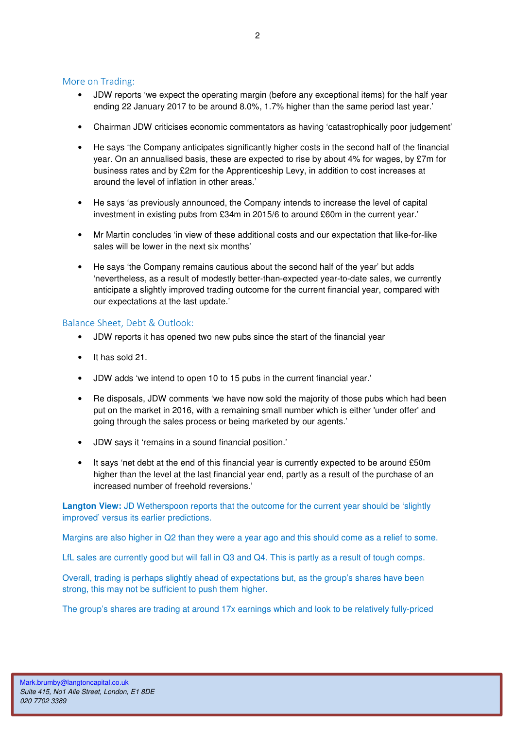## More on Trading:

- JDW reports 'we expect the operating margin (before any exceptional items) for the half year ending 22 January 2017 to be around 8.0%, 1.7% higher than the same period last year.'
- Chairman JDW criticises economic commentators as having 'catastrophically poor judgement'
- He says 'the Company anticipates significantly higher costs in the second half of the financial year. On an annualised basis, these are expected to rise by about 4% for wages, by £7m for business rates and by £2m for the Apprenticeship Levy, in addition to cost increases at around the level of inflation in other areas.'
- He says 'as previously announced, the Company intends to increase the level of capital investment in existing pubs from £34m in 2015/6 to around £60m in the current year.'
- Mr Martin concludes 'in view of these additional costs and our expectation that like-for-like sales will be lower in the next six months'
- He says 'the Company remains cautious about the second half of the year' but adds 'nevertheless, as a result of modestly better-than-expected year-to-date sales, we currently anticipate a slightly improved trading outcome for the current financial year, compared with our expectations at the last update.'

## Balance Sheet, Debt & Outlook:

- JDW reports it has opened two new pubs since the start of the financial year
- It has sold 21.
- JDW adds 'we intend to open 10 to 15 pubs in the current financial year.'
- Re disposals, JDW comments 'we have now sold the majority of those pubs which had been put on the market in 2016, with a remaining small number which is either 'under offer' and going through the sales process or being marketed by our agents.'
- JDW says it 'remains in a sound financial position.'
- It says 'net debt at the end of this financial year is currently expected to be around £50m higher than the level at the last financial year end, partly as a result of the purchase of an increased number of freehold reversions.'

**Langton View:** JD Wetherspoon reports that the outcome for the current year should be 'slightly improved' versus its earlier predictions.

Margins are also higher in Q2 than they were a year ago and this should come as a relief to some.

LfL sales are currently good but will fall in Q3 and Q4. This is partly as a result of tough comps.

Overall, trading is perhaps slightly ahead of expectations but, as the group's shares have been strong, this may not be sufficient to push them higher.

The group's shares are trading at around 17x earnings which and look to be relatively fully-priced

Mark.brumby@langtoncapital.co.uk
*Suite 415, No1 Alie Street, London, E1 8DE*
*020 7702 3389*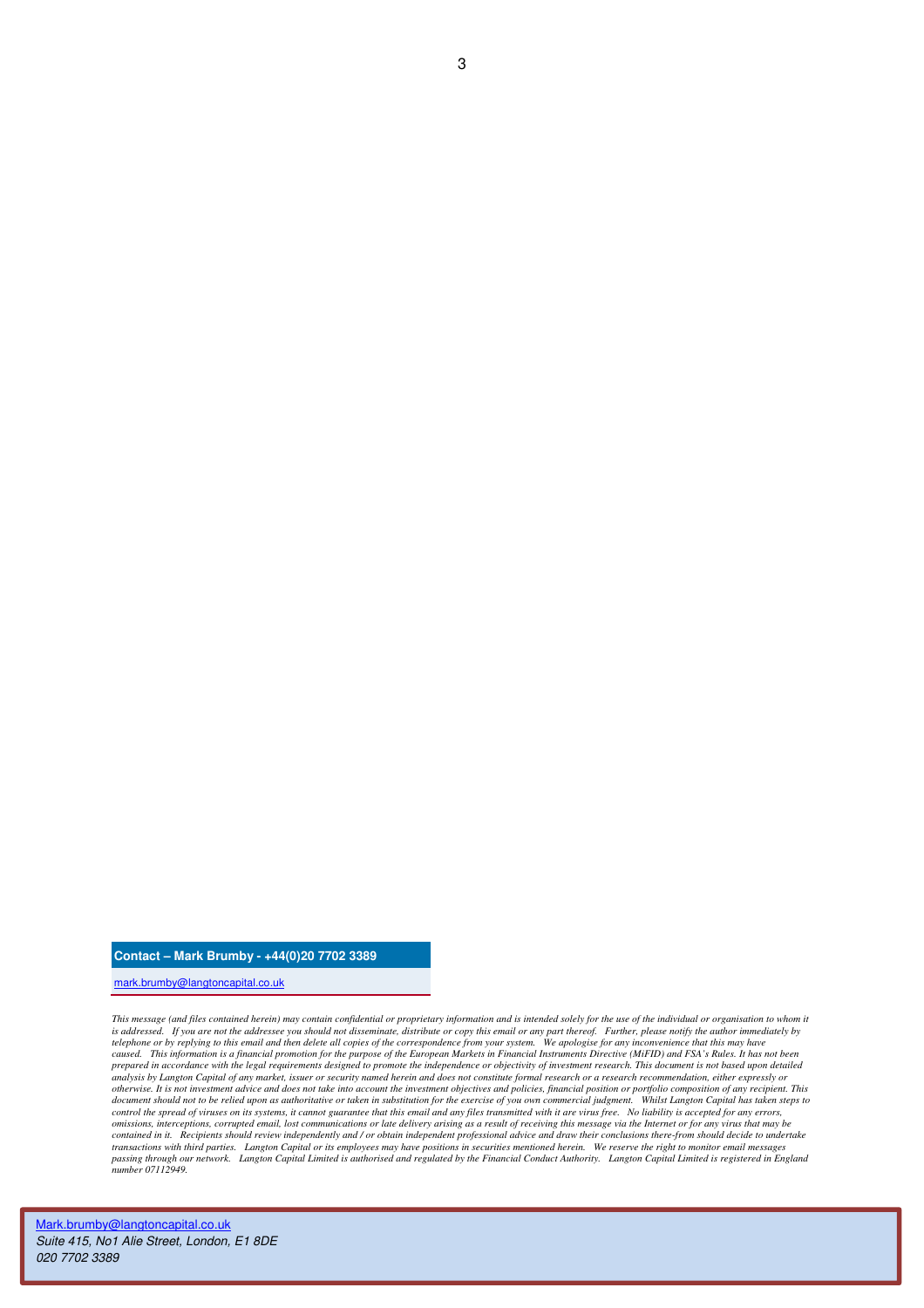**Contact – Mark Brumby - +44(0)20 7702 3389**

mark.brumby@langtoncapital.co.uk

*This message (and files contained herein) may contain confidential or proprietary information and is intended solely for the use of the individual or organisation to whom it is addressed. If you are not the addressee you should not disseminate, distribute or copy this email or any part thereof. Further, please notify the author immediately by telephone or by replying to this email and then delete all copies of the correspondence from your system. We apologise for any inconvenience that this may have caused. This information is a financial promotion for the purpose of the European Markets in Financial Instruments Directive (MiFID) and FSA's Rules. It has not been prepared in accordance with the legal requirements designed to promote the independence or objectivity of investment research. This document is not based upon detailed analysis by Langton Capital of any market, issuer or security named herein and does not constitute formal research or a research recommendation, either expressly or otherwise. It is not investment advice and does not take into account the investment objectives and policies, financial position or portfolio composition of any recipient. This document should not to be relied upon as authoritative or taken in substitution for the exercise of you own commercial judgment. Whilst Langton Capital has taken steps to control the spread of viruses on its systems, it cannot guarantee that this email and any files transmitted with it are virus free. No liability is accepted for any errors, omissions, interceptions, corrupted email, lost communications or late delivery arising as a result of receiving this message via the Internet or for any virus that may be contained in it. Recipients should review independently and / or obtain independent professional advice and draw their conclusions there-from should decide to undertake transactions with third parties. Langton Capital or its employees may have positions in securities mentioned herein. We reserve the right to monitor email messages passing through our network. Langton Capital Limited is authorised and regulated by the Financial Conduct Authority. Langton Capital Limited is registered in England number 07112949.*

Mark.brumby@langtoncapital.co.uk
*Suite 415, No1 Alie Street, London, E1 8DE*
*020 7702 3389*